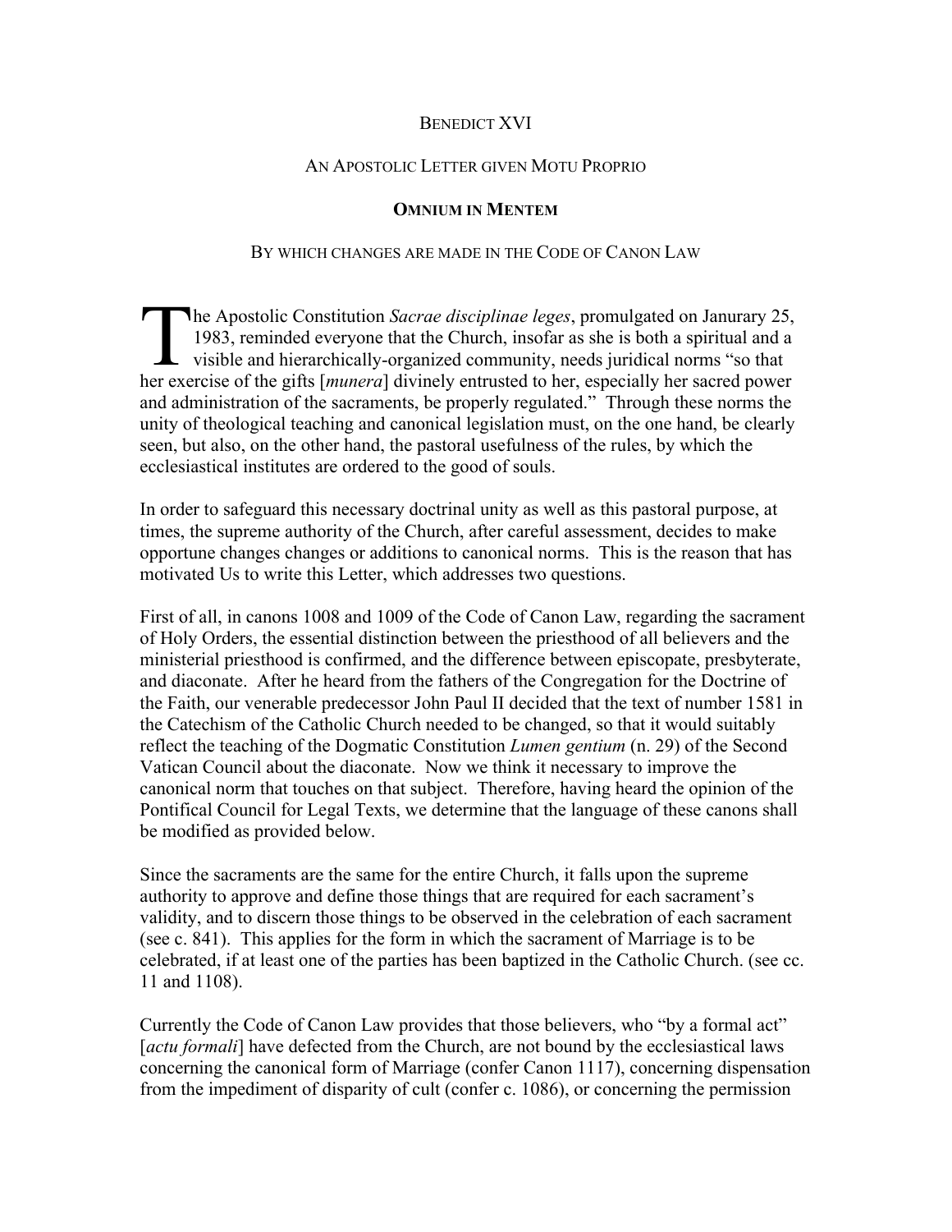Benedict XVI

An Apostolic Letter given Motu Proprio

**Omnium in Mentem**

By which changes are made in the Code of Canon Law

The Apostolic Constitution *Sacrae disciplinae leges*, promulgated on Janurary 25, 1983, reminded everyone that the Church, insofar as she is both a spiritual and a visible and hierarchically-organized community, needs juridical norms "so that her exercise of the gifts [*munera*] divinely entrusted to her, especially her sacred power and administration of the sacraments, be properly regulated." Through these norms the unity of theological teaching and canonical legislation must, on the one hand, be clearly seen, but also, on the other hand, the pastoral usefulness of the rules, by which the ecclesiastical institutes are ordered to the good of souls.

In order to safeguard this necessary doctrinal unity as well as this pastoral purpose, at times, the supreme authority of the Church, after careful assessment, decides to make opportune changes changes or additions to canonical norms. This is the reason that has motivated Us to write this Letter, which addresses two questions.

First of all, in canons 1008 and 1009 of the Code of Canon Law, regarding the sacrament of Holy Orders, the essential distinction between the priesthood of all believers and the ministerial priesthood is confirmed, and the difference between episcopate, presbyterate, and diaconate. After he heard from the fathers of the Congregation for the Doctrine of the Faith, our venerable predecessor John Paul II decided that the text of number 1581 in the Catechism of the Catholic Church needed to be changed, so that it would suitably reflect the teaching of the Dogmatic Constitution *Lumen gentium* (n. 29) of the Second Vatican Council about the diaconate. Now we think it necessary to improve the canonical norm that touches on that subject. Therefore, having heard the opinion of the Pontifical Council for Legal Texts, we determine that the language of these canons shall be modified as provided below.

Since the sacraments are the same for the entire Church, it falls upon the supreme authority to approve and define those things that are required for each sacrament's validity, and to discern those things to be observed in the celebration of each sacrament (see c. 841). This applies for the form in which the sacrament of Marriage is to be celebrated, if at least one of the parties has been baptized in the Catholic Church. (see cc. 11 and 1108).

Currently the Code of Canon Law provides that those believers, who "by a formal act" [*actu formali*] have defected from the Church, are not bound by the ecclesiastical laws concerning the canonical form of Marriage (confer Canon 1117), concerning dispensation from the impediment of disparity of cult (confer c. 1086), or concerning the permission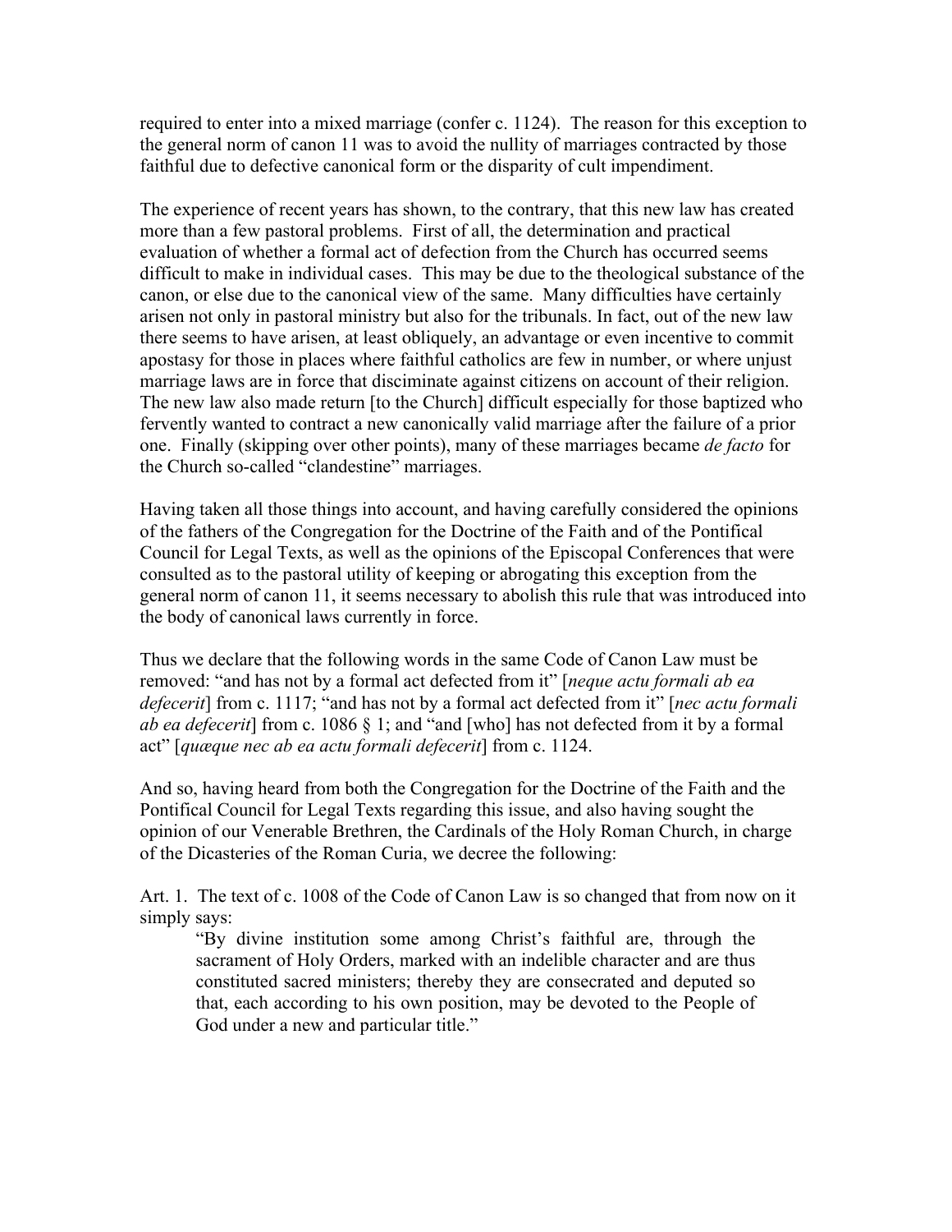required to enter into a mixed marriage (confer c. 1124). The reason for this exception to the general norm of canon 11 was to avoid the nullity of marriages contracted by those faithful due to defective canonical form or the disparity of cult impendiment.

The experience of recent years has shown, to the contrary, that this new law has created more than a few pastoral problems. First of all, the determination and practical evaluation of whether a formal act of defection from the Church has occurred seems difficult to make in individual cases. This may be due to the theological substance of the canon, or else due to the canonical view of the same. Many difficulties have certainly arisen not only in pastoral ministry but also for the tribunals. In fact, out of the new law there seems to have arisen, at least obliquely, an advantage or even incentive to commit apostasy for those in places where faithful catholics are few in number, or where unjust marriage laws are in force that disciminate against citizens on account of their religion. The new law also made return [to the Church] difficult especially for those baptized who fervently wanted to contract a new canonically valid marriage after the failure of a prior one. Finally (skipping over other points), many of these marriages became *de facto* for the Church so-called "clandestine" marriages.

Having taken all those things into account, and having carefully considered the opinions of the fathers of the Congregation for the Doctrine of the Faith and of the Pontifical Council for Legal Texts, as well as the opinions of the Episcopal Conferences that were consulted as to the pastoral utility of keeping or abrogating this exception from the general norm of canon 11, it seems necessary to abolish this rule that was introduced into the body of canonical laws currently in force.

Thus we declare that the following words in the same Code of Canon Law must be removed: "and has not by a formal act defected from it" [*neque actu formali ab ea defecerit*] from c. 1117; "and has not by a formal act defected from it" [*nec actu formali ab ea defecerit*] from c. 1086 § 1; and "and [who] has not defected from it by a formal act" [*quæque nec ab ea actu formali defecerit*] from c. 1124.

And so, having heard from both the Congregation for the Doctrine of the Faith and the Pontifical Council for Legal Texts regarding this issue, and also having sought the opinion of our Venerable Brethren, the Cardinals of the Holy Roman Church, in charge of the Dicasteries of the Roman Curia, we decree the following:

Art. 1. The text of c. 1008 of the Code of Canon Law is so changed that from now on it simply says:

> "By divine institution some among Christ's faithful are, through the sacrament of Holy Orders, marked with an indelible character and are thus constituted sacred ministers; thereby they are consecrated and deputed so that, each according to his own position, may be devoted to the People of God under a new and particular title."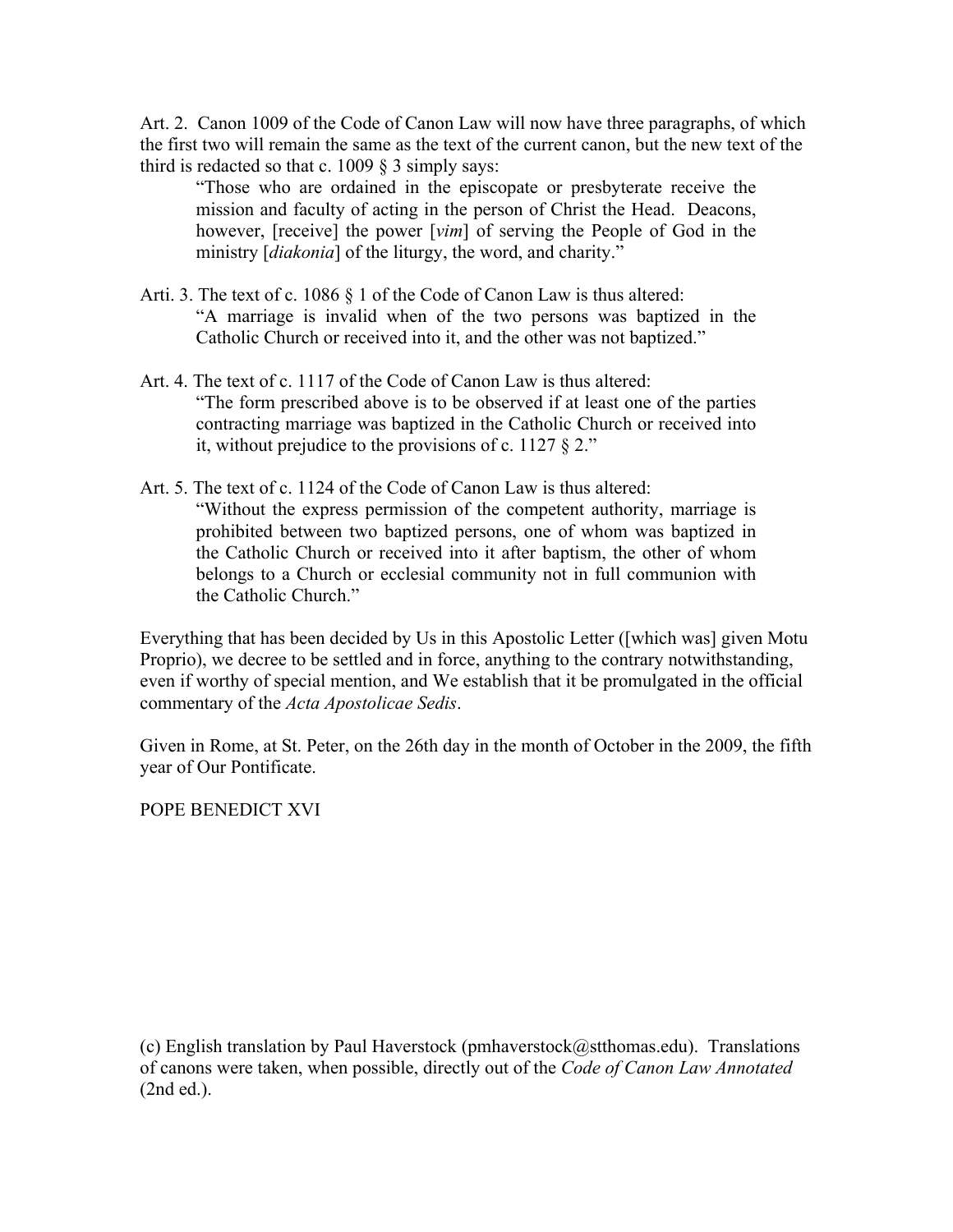Art. 2. Canon 1009 of the Code of Canon Law will now have three paragraphs, of which the first two will remain the same as the text of the current canon, but the new text of the third is redacted so that c. 1009 § 3 simply says:

> "Those who are ordained in the episcopate or presbyterate receive the mission and faculty of acting in the person of Christ the Head. Deacons, however, [receive] the power [*vim*] of serving the People of God in the ministry [*diakonia*] of the liturgy, the word, and charity."

Arti. 3. The text of c. 1086 § 1 of the Code of Canon Law is thus altered:

> "A marriage is invalid when of the two persons was baptized in the Catholic Church or received into it, and the other was not baptized."

Art. 4. The text of c. 1117 of the Code of Canon Law is thus altered:

> "The form prescribed above is to be observed if at least one of the parties contracting marriage was baptized in the Catholic Church or received into it, without prejudice to the provisions of c. 1127 § 2."

Art. 5. The text of c. 1124 of the Code of Canon Law is thus altered:

> "Without the express permission of the competent authority, marriage is prohibited between two baptized persons, one of whom was baptized in the Catholic Church or received into it after baptism, the other of whom belongs to a Church or ecclesial community not in full communion with the Catholic Church."

Everything that has been decided by Us in this Apostolic Letter ([which was] given Motu Proprio), we decree to be settled and in force, anything to the contrary notwithstanding, even if worthy of special mention, and We establish that it be promulgated in the official commentary of the *Acta Apostolicae Sedis*.

Given in Rome, at St. Peter, on the 26th day in the month of October in the 2009, the fifth year of Our Pontificate.

POPE BENEDICT XVI

(c) English translation by Paul Haverstock (pmhaverstock@stthomas.edu). Translations of canons were taken, when possible, directly out of the *Code of Canon Law Annotated* (2nd ed.).